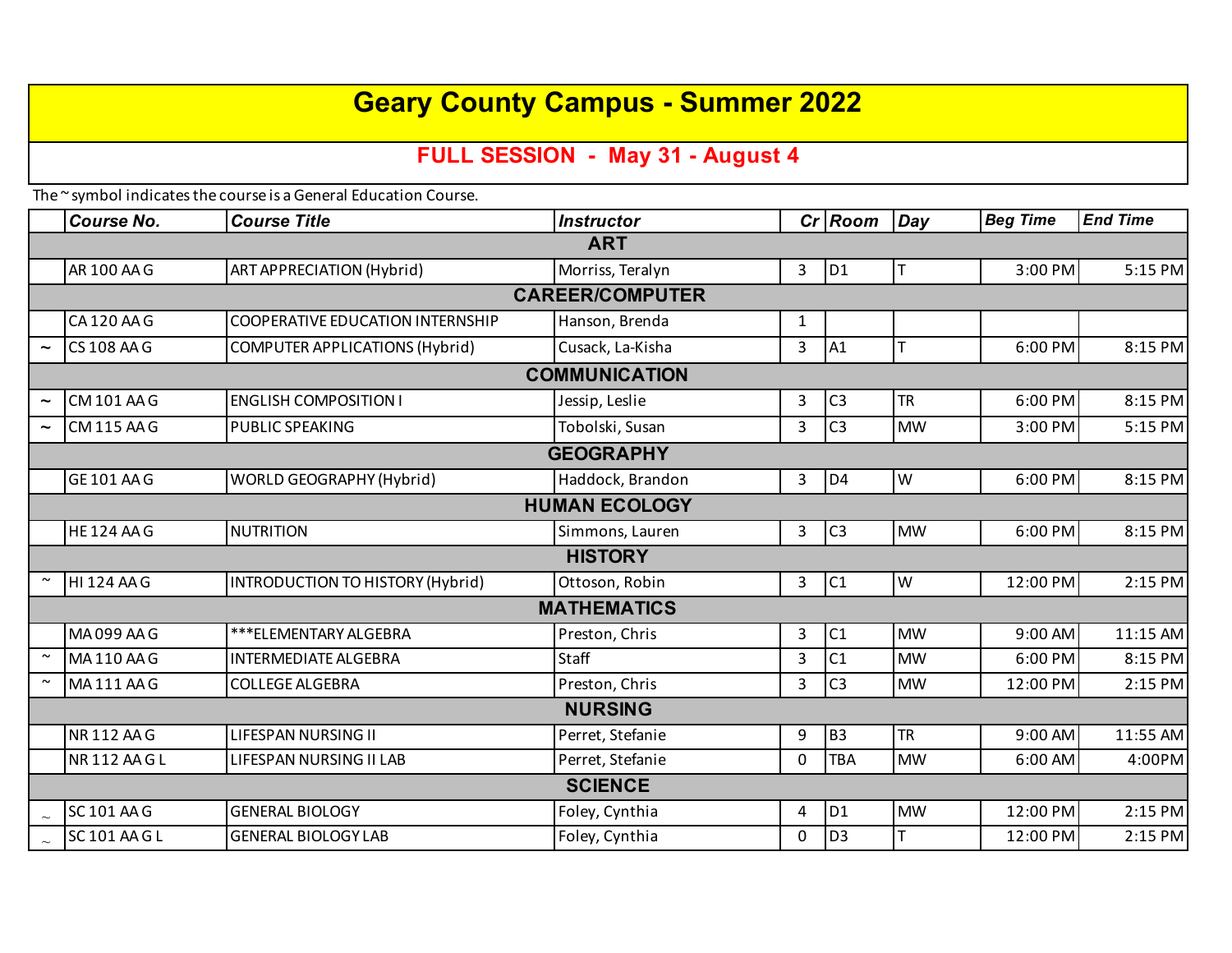# Geary County Campus - Summer 2022

## FULL SESSION - May 31 - August 4

The ~ symbol indicates the course is a General Education Course.

| | Course No. | Course Title | Instructor | Cr | Room | Day | Beg Time | End Time |
|---|---|---|---|---|---|---|---|---|
| | | **ART** | | | | | | |
| | AR 100 AA G | ART APPRECIATION (Hybrid) | Morriss, Teralyn | 3 | D1 | T | 3:00 PM | 5:15 PM |
| | | **CAREER/COMPUTER** | | | | | | |
| | CA 120 AA G | COOPERATIVE EDUCATION INTERNSHIP | Hanson, Brenda | 1 | | | | |
| ~ | CS 108 AA G | COMPUTER APPLICATIONS (Hybrid) | Cusack, La-Kisha | 3 | A1 | T | 6:00 PM | 8:15 PM |
| | | **COMMUNICATION** | | | | | | |
| ~ | CM 101 AA G | ENGLISH COMPOSITION I | Jessip, Leslie | 3 | C3 | TR | 6:00 PM | 8:15 PM |
| ~ | CM 115 AA G | PUBLIC SPEAKING | Tobolski, Susan | 3 | C3 | MW | 3:00 PM | 5:15 PM |
| | | **GEOGRAPHY** | | | | | | |
| | GE 101 AA G | WORLD GEOGRAPHY (Hybrid) | Haddock, Brandon | 3 | D4 | W | 6:00 PM | 8:15 PM |
| | | **HUMAN ECOLOGY** | | | | | | |
| | HE 124 AA G | NUTRITION | Simmons, Lauren | 3 | C3 | MW | 6:00 PM | 8:15 PM |
| | | **HISTORY** | | | | | | |
| ~ | HI 124 AA G | INTRODUCTION TO HISTORY (Hybrid) | Ottoson, Robin | 3 | C1 | W | 12:00 PM | 2:15 PM |
| | | **MATHEMATICS** | | | | | | |
| | MA 099 AA G | ***ELEMENTARY ALGEBRA | Preston, Chris | 3 | C1 | MW | 9:00 AM | 11:15 AM |
| ~ | MA 110 AA G | INTERMEDIATE ALGEBRA | Staff | 3 | C1 | MW | 6:00 PM | 8:15 PM |
| ~ | MA 111 AA G | COLLEGE ALGEBRA | Preston, Chris | 3 | C3 | MW | 12:00 PM | 2:15 PM |
| | | **NURSING** | | | | | | |
| | NR 112 AA G | LIFESPAN NURSING II | Perret, Stefanie | 9 | B3 | TR | 9:00 AM | 11:55 AM |
| | NR 112 AA G L | LIFESPAN NURSING II LAB | Perret, Stefanie | 0 | TBA | MW | 6:00 AM | 4:00PM |
| | | **SCIENCE** | | | | | | |
| ~ | SC 101 AA G | GENERAL BIOLOGY | Foley, Cynthia | 4 | D1 | MW | 12:00 PM | 2:15 PM |
| ~ | SC 101 AA G L | GENERAL BIOLOGY LAB | Foley, Cynthia | 0 | D3 | T | 12:00 PM | 2:15 PM |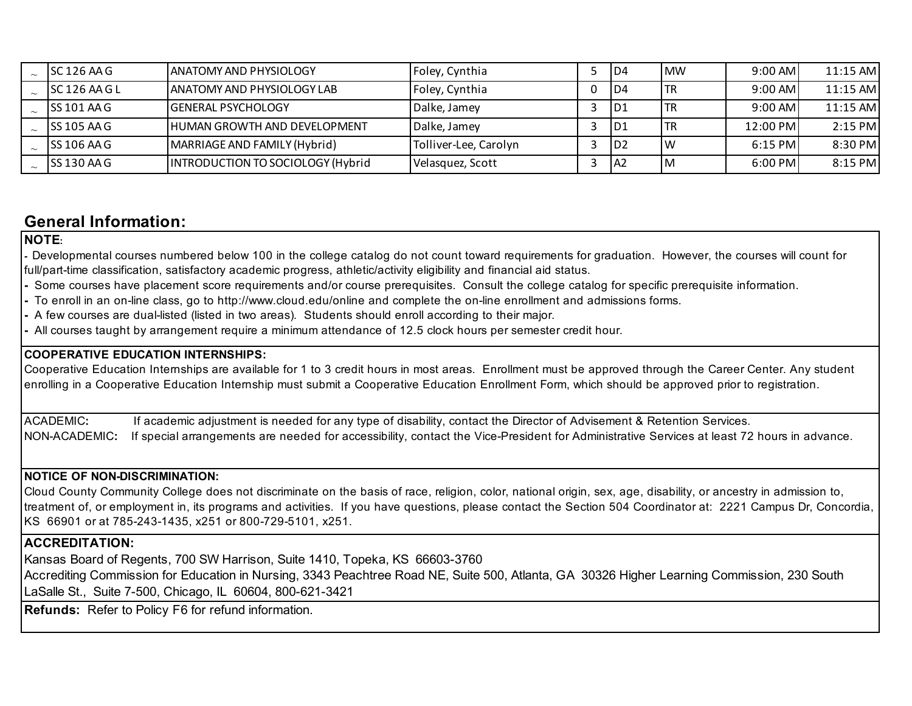| | | | | | | | | |
|---|---|---|---|---|---|---|---|---|
| ~ | SC 126 AA G | ANATOMY AND PHYSIOLOGY | Foley, Cynthia | 5 | D4 | MW | 9:00 AM | 11:15 AM |
| ~ | SC 126 AA G L | ANATOMY AND PHYSIOLOGY LAB | Foley, Cynthia | 0 | D4 | TR | 9:00 AM | 11:15 AM |
| ~ | SS 101 AA G | GENERAL PSYCHOLOGY | Dalke, Jamey | 3 | D1 | TR | 9:00 AM | 11:15 AM |
| ~ | SS 105 AA G | HUMAN GROWTH AND DEVELOPMENT | Dalke, Jamey | 3 | D1 | TR | 12:00 PM | 2:15 PM |
| ~ | SS 106 AA G | MARRIAGE AND FAMILY (Hybrid) | Tolliver-Lee, Carolyn | 3 | D2 | W | 6:15 PM | 8:30 PM |
| ~ | SS 130 AA G | INTRODUCTION TO SOCIOLOGY (Hybrid | Velasquez, Scott | 3 | A2 | M | 6:00 PM | 8:15 PM |

## General Information:

**NOTE**:

- Developmental courses numbered below 100 in the college catalog do not count toward requirements for graduation. However, the courses will count for full/part-time classification, satisfactory academic progress, athletic/activity eligibility and financial aid status.
- Some courses have placement score requirements and/or course prerequisites. Consult the college catalog for specific prerequisite information.
- To enroll in an on-line class, go to http://www.cloud.edu/online and complete the on-line enrollment and admissions forms.
- A few courses are dual-listed (listed in two areas). Students should enroll according to their major.
- All courses taught by arrangement require a minimum attendance of 12.5 clock hours per semester credit hour.

**COOPERATIVE EDUCATION INTERNSHIPS:**

Cooperative Education Internships are available for 1 to 3 credit hours in most areas. Enrollment must be approved through the Career Center. Any student enrolling in a Cooperative Education Internship must submit a Cooperative Education Enrollment Form, which should be approved prior to registration.

ACADEMIC**:** If academic adjustment is needed for any type of disability, contact the Director of Advisement & Retention Services.

NON-ACADEMIC**:** If special arrangements are needed for accessibility, contact the Vice-President for Administrative Services at least 72 hours in advance.

**NOTICE OF NON-DISCRIMINATION:**

Cloud County Community College does not discriminate on the basis of race, religion, color, national origin, sex, age, disability, or ancestry in admission to, treatment of, or employment in, its programs and activities. If you have questions, please contact the Section 504 Coordinator at: 2221 Campus Dr, Concordia, KS 66901 or at 785-243-1435, x251 or 800-729-5101, x251.

**ACCREDITATION:**

Kansas Board of Regents, 700 SW Harrison, Suite 1410, Topeka, KS 66603-3760

Accrediting Commission for Education in Nursing, 3343 Peachtree Road NE, Suite 500, Atlanta, GA 30326 Higher Learning Commission, 230 South LaSalle St., Suite 7-500, Chicago, IL 60604, 800-621-3421

**Refunds:** Refer to Policy F6 for refund information.